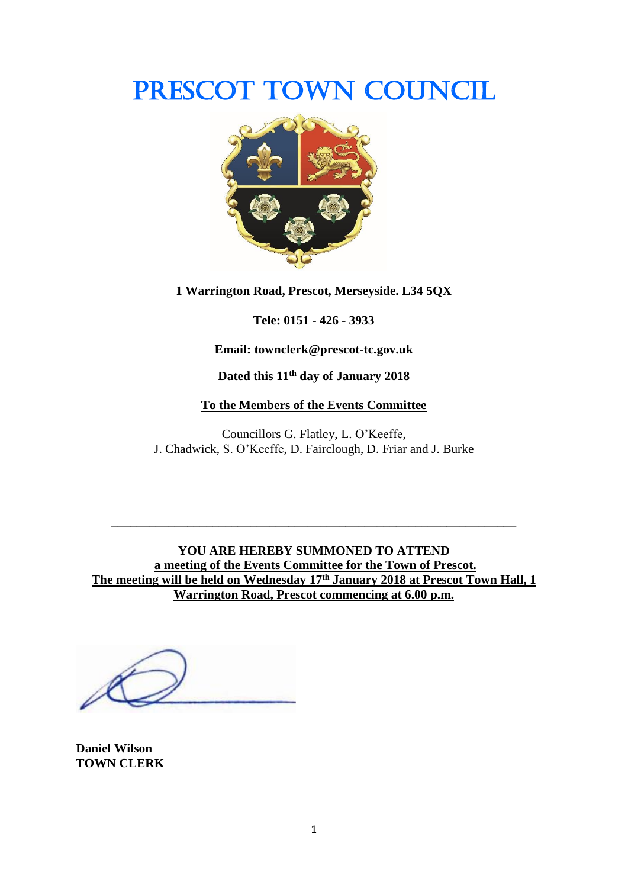# PRESCOT TOWN COUNCIL

**1 Warrington Road, Prescot, Merseyside. L34 5QX**

**Tele: 0151 - 426 - 3933**

**Email: townclerk@prescot-tc.gov.uk**

**Dated this 11th day of January 2018**

**To the Members of the Events Committee**

Councillors G. Flatley, L. O'Keeffe,
J. Chadwick, S. O'Keeffe, D. Fairclough, D. Friar and J. Burke

---

**YOU ARE HEREBY SUMMONED TO ATTEND**
**a meeting of the Events Committee for the Town of Prescot.**
**The meeting will be held on Wednesday 17th January 2018 at Prescot Town Hall, 1 Warrington Road, Prescot commencing at 6.00 p.m.**

**Daniel Wilson**
**TOWN CLERK**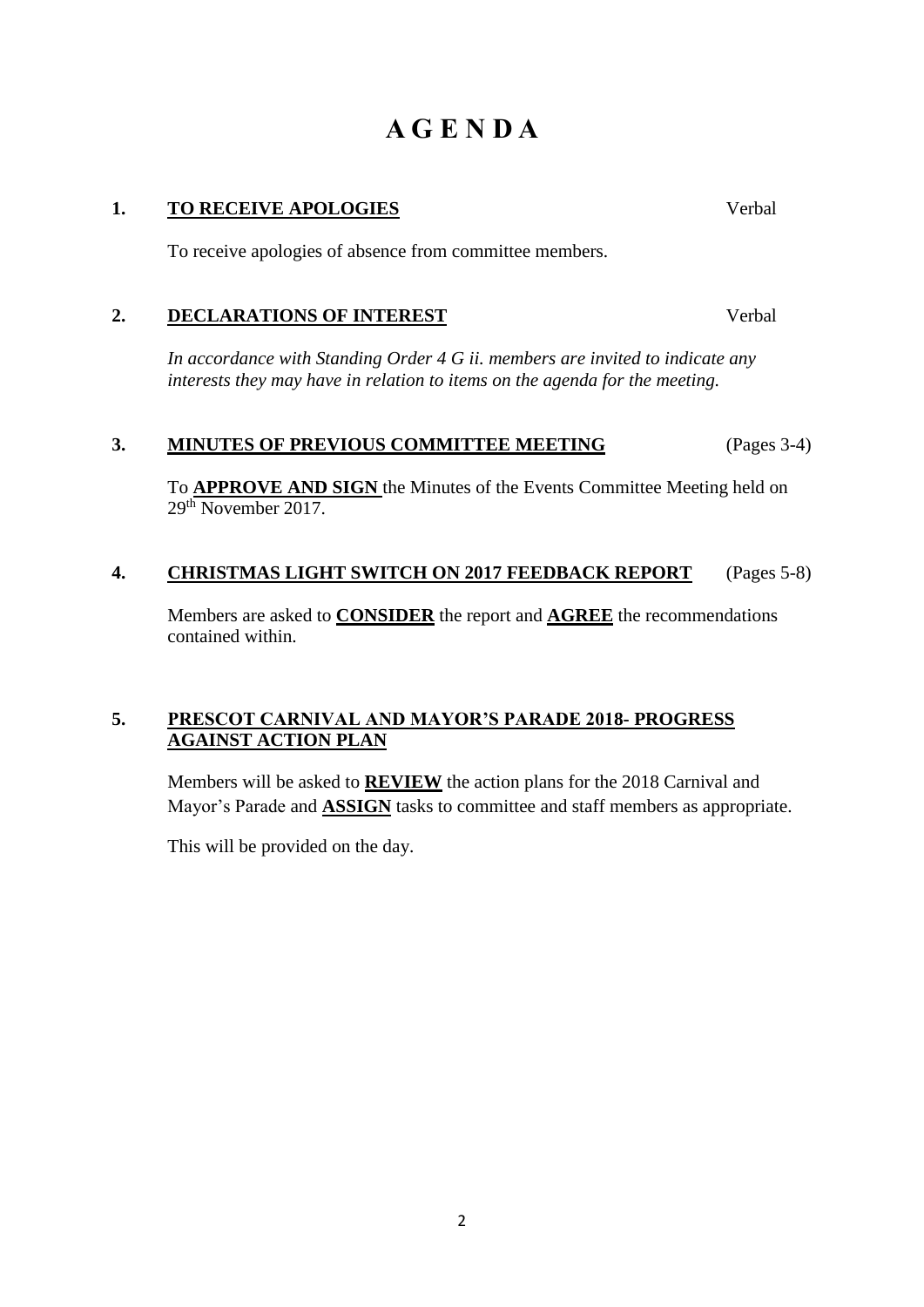# A G E N D A

**1. TO RECEIVE APOLOGIES** Verbal

To receive apologies of absence from committee members.

**2. DECLARATIONS OF INTEREST** Verbal

*In accordance with Standing Order 4 G ii. members are invited to indicate any interests they may have in relation to items on the agenda for the meeting.*

**3. MINUTES OF PREVIOUS COMMITTEE MEETING** (Pages 3-4)

To **APPROVE AND SIGN** the Minutes of the Events Committee Meeting held on 29th November 2017.

**4. CHRISTMAS LIGHT SWITCH ON 2017 FEEDBACK REPORT** (Pages 5-8)

Members are asked to **CONSIDER** the report and **AGREE** the recommendations contained within.

**5. PRESCOT CARNIVAL AND MAYOR'S PARADE 2018- PROGRESS AGAINST ACTION PLAN**

Members will be asked to **REVIEW** the action plans for the 2018 Carnival and Mayor's Parade and **ASSIGN** tasks to committee and staff members as appropriate.

This will be provided on the day.